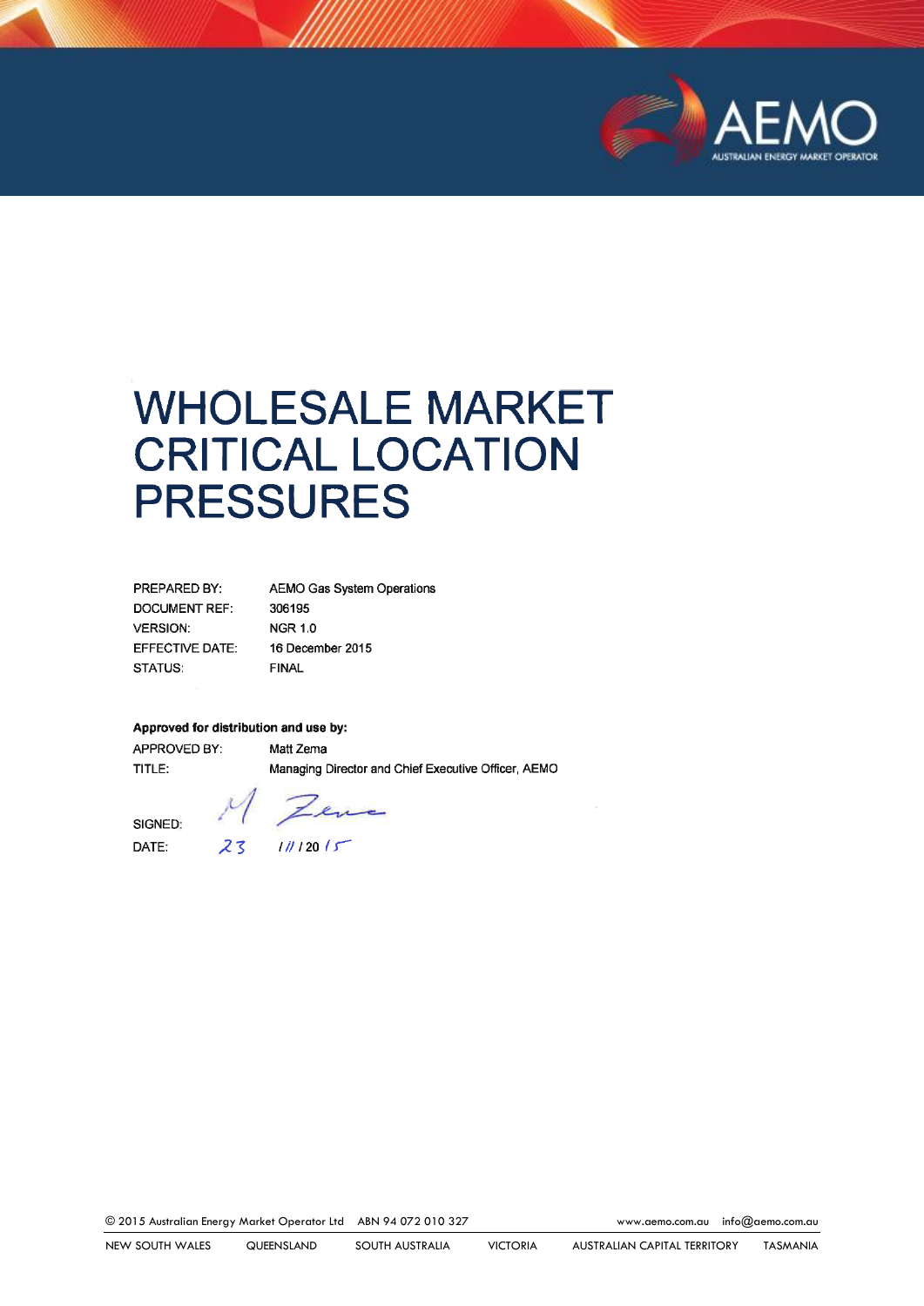# WHOLESALE MARKET CRITICAL LOCATION PRESSURES

| | |
|---|---|
| PREPARED BY: | AEMO Gas System Operations |
| DOCUMENT REF: | 306195 |
| VERSION: | NGR 1.0 |
| EFFECTIVE DATE: | 16 December 2015 |
| STATUS: | FINAL |

**Approved for distribution and use by:**

| | |
|---|---|
| APPROVED BY: | Matt Zema |
| TITLE: | Managing Director and Chief Executive Officer, AEMO |
| SIGNED: | M Zema |
| DATE: | 23 / 11 / 2015 |

© 2015 Australian Energy Market Operator Ltd ABN 94 072 010 327 www.aemo.com.au info@aemo.com.au

NEW SOUTH WALES QUEENSLAND SOUTH AUSTRALIA VICTORIA AUSTRALIAN CAPITAL TERRITORY TASMANIA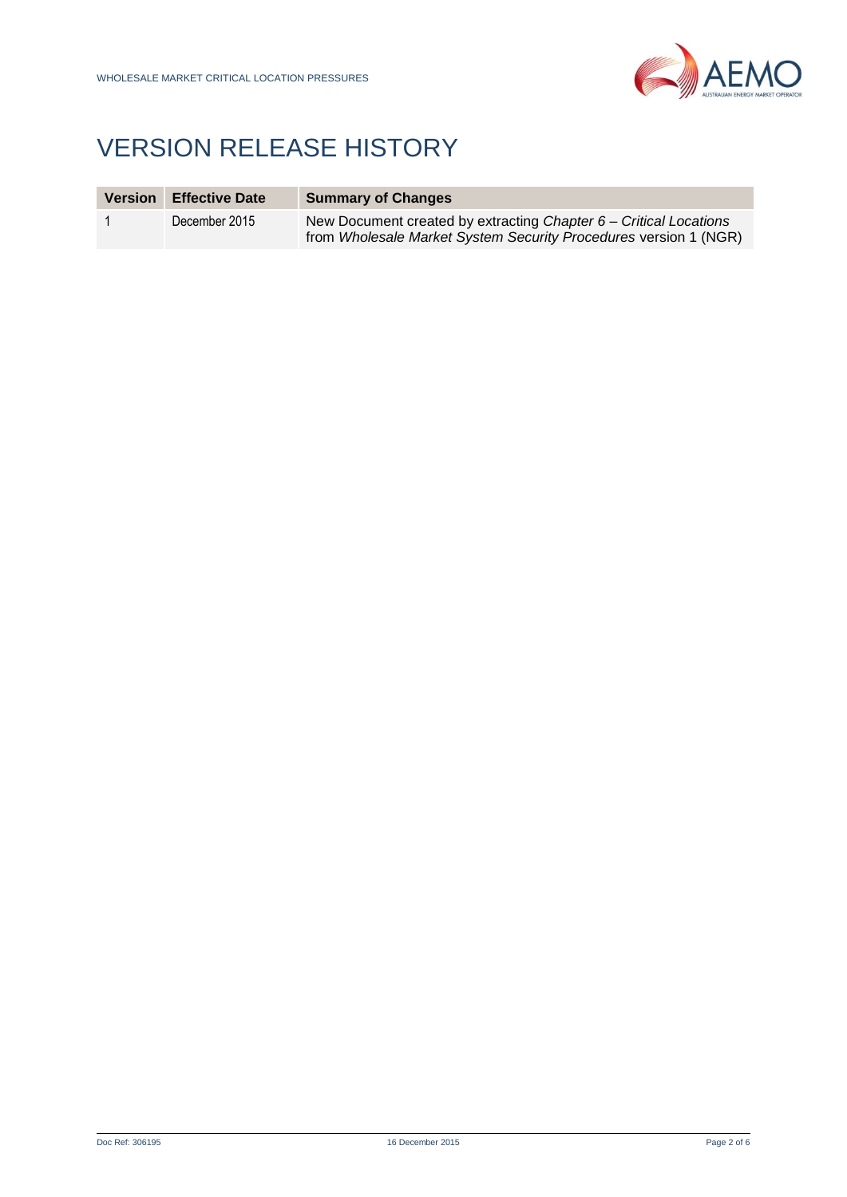# VERSION RELEASE HISTORY

| Version | Effective Date | Summary of Changes |
|---|---|---|
| 1 | December 2015 | New Document created by extracting *Chapter 6 – Critical Locations* from *Wholesale Market System Security Procedures* version 1 (NGR) |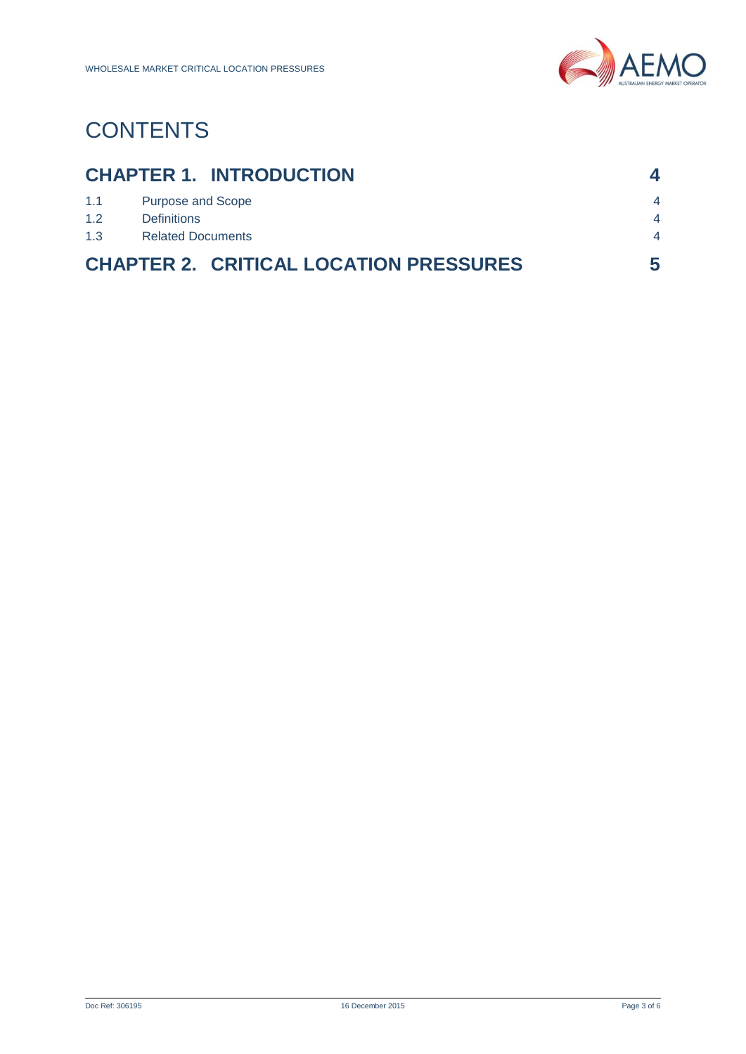# CONTENTS

| | | |
|---|---|---|
| **CHAPTER 1. INTRODUCTION** | | **4** |
| 1.1 | Purpose and Scope | 4 |
| 1.2 | Definitions | 4 |
| 1.3 | Related Documents | 4 |
| **CHAPTER 2. CRITICAL LOCATION PRESSURES** | | **5** |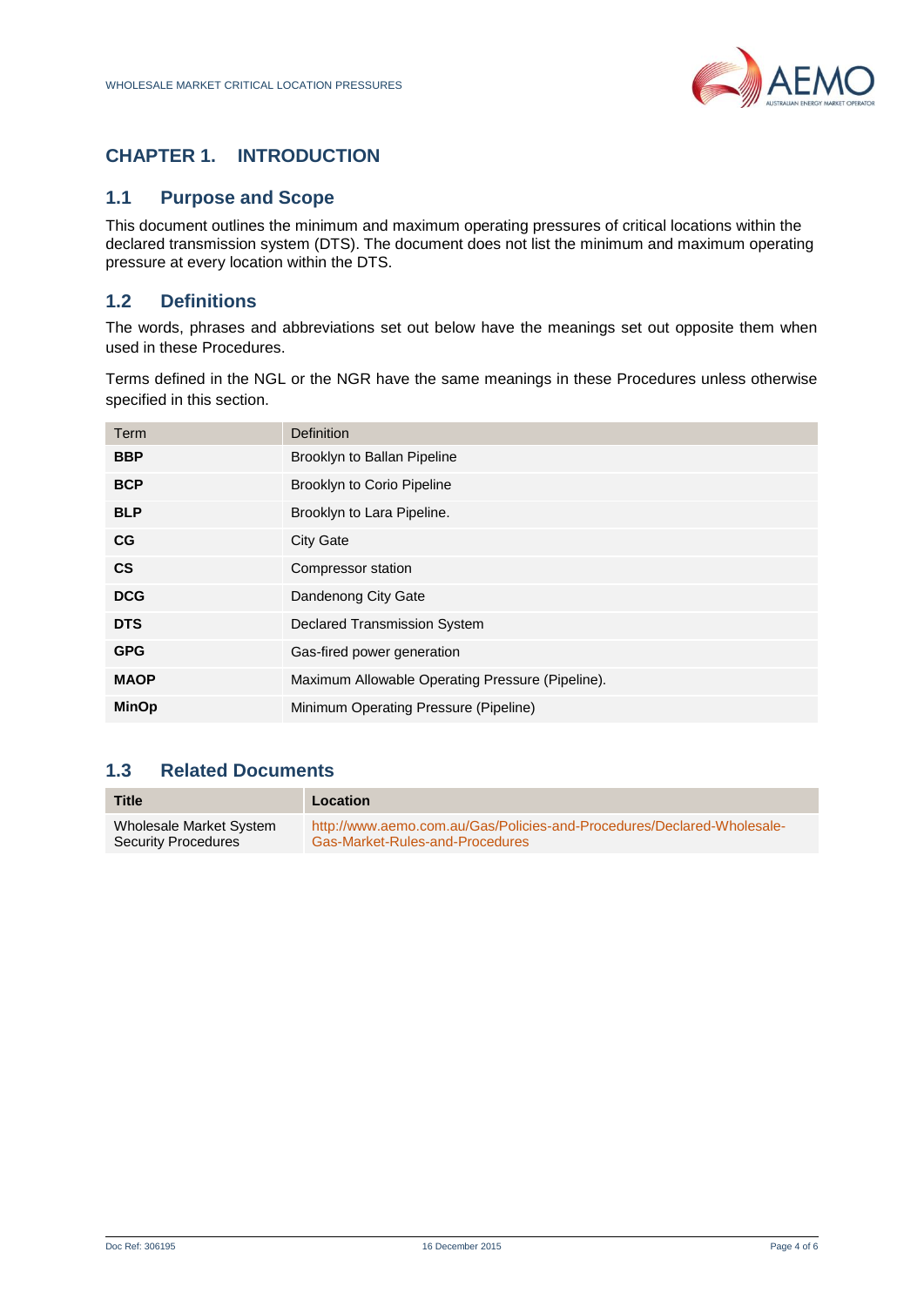# CHAPTER 1. INTRODUCTION

## 1.1 Purpose and Scope

This document outlines the minimum and maximum operating pressures of critical locations within the declared transmission system (DTS). The document does not list the minimum and maximum operating pressure at every location within the DTS.

## 1.2 Definitions

The words, phrases and abbreviations set out below have the meanings set out opposite them when used in these Procedures.

Terms defined in the NGL or the NGR have the same meanings in these Procedures unless otherwise specified in this section.

| Term | Definition |
|---|---|
| **BBP** | Brooklyn to Ballan Pipeline |
| **BCP** | Brooklyn to Corio Pipeline |
| **BLP** | Brooklyn to Lara Pipeline. |
| **CG** | City Gate |
| **CS** | Compressor station |
| **DCG** | Dandenong City Gate |
| **DTS** | Declared Transmission System |
| **GPG** | Gas-fired power generation |
| **MAOP** | Maximum Allowable Operating Pressure (Pipeline). |
| **MinOp** | Minimum Operating Pressure (Pipeline) |

## 1.3 Related Documents

| Title | Location |
|---|---|
| Wholesale Market System Security Procedures | http://www.aemo.com.au/Gas/Policies-and-Procedures/Declared-Wholesale-Gas-Market-Rules-and-Procedures |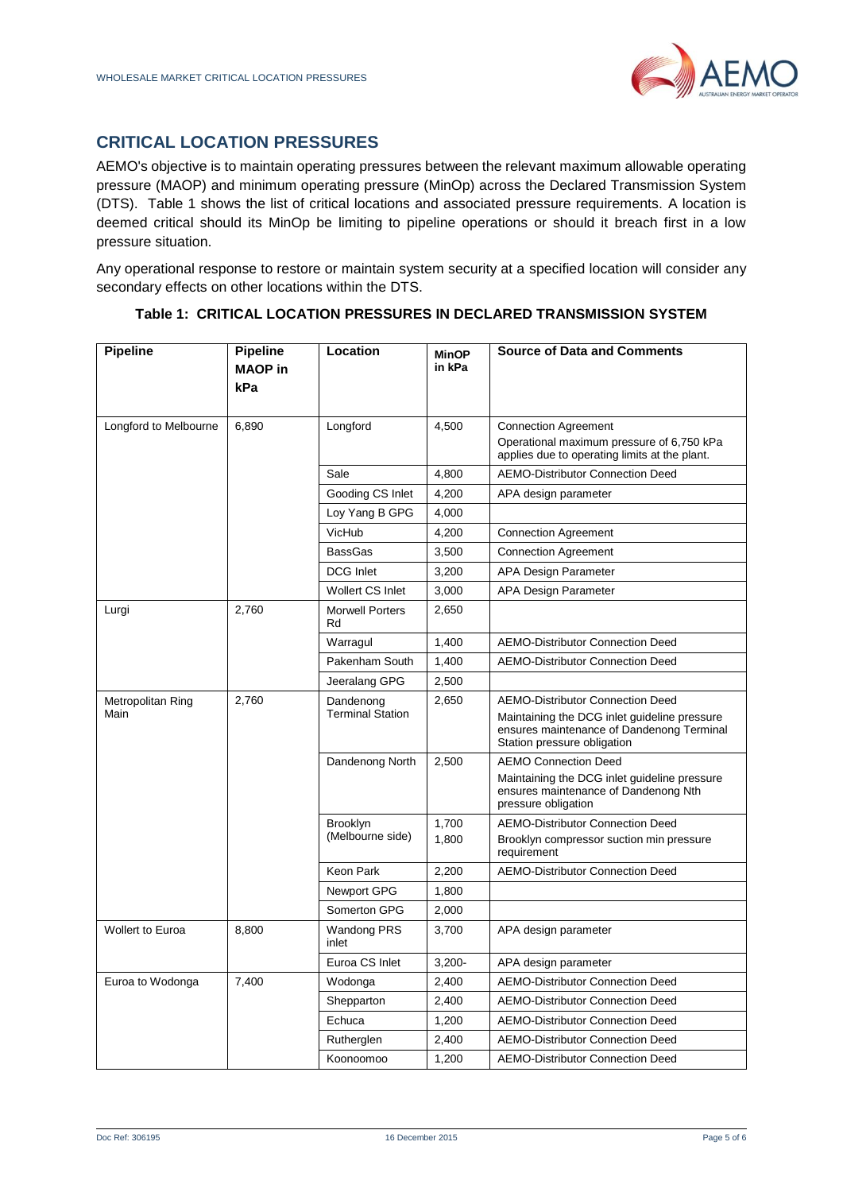## CRITICAL LOCATION PRESSURES

AEMO's objective is to maintain operating pressures between the relevant maximum allowable operating pressure (MAOP) and minimum operating pressure (MinOp) across the Declared Transmission System (DTS). Table 1 shows the list of critical locations and associated pressure requirements. A location is deemed critical should its MinOp be limiting to pipeline operations or should it breach first in a low pressure situation.

Any operational response to restore or maintain system security at a specified location will consider any secondary effects on other locations within the DTS.

**Table 1: CRITICAL LOCATION PRESSURES IN DECLARED TRANSMISSION SYSTEM**

| Pipeline | Pipeline MAOP in kPa | Location | MinOP in kPa | Source of Data and Comments |
|---|---|---|---|---|
| Longford to Melbourne | 6,890 | Longford | 4,500 | Connection Agreement<br>Operational maximum pressure of 6,750 kPa applies due to operating limits at the plant. |
| | | Sale | 4,800 | AEMO-Distributor Connection Deed |
| | | Gooding CS Inlet | 4,200 | APA design parameter |
| | | Loy Yang B GPG | 4,000 | |
| | | VicHub | 4,200 | Connection Agreement |
| | | BassGas | 3,500 | Connection Agreement |
| | | DCG Inlet | 3,200 | APA Design Parameter |
| | | Wollert CS Inlet | 3,000 | APA Design Parameter |
| Lurgi | 2,760 | Morwell Porters Rd | 2,650 | |
| | | Warragul | 1,400 | AEMO-Distributor Connection Deed |
| | | Pakenham South | 1,400 | AEMO-Distributor Connection Deed |
| | | Jeeralang GPG | 2,500 | |
| Metropolitan Ring Main | 2,760 | Dandenong Terminal Station | 2,650 | AEMO-Distributor Connection Deed<br>Maintaining the DCG inlet guideline pressure ensures maintenance of Dandenong Terminal Station pressure obligation |
| | | Dandenong North | 2,500 | AEMO Connection Deed<br>Maintaining the DCG inlet guideline pressure ensures maintenance of Dandenong Nth pressure obligation |
| | | Brooklyn (Melbourne side) | 1,700<br>1,800 | AEMO-Distributor Connection Deed<br>Brooklyn compressor suction min pressure requirement |
| | | Keon Park | 2,200 | AEMO-Distributor Connection Deed |
| | | Newport GPG | 1,800 | |
| | | Somerton GPG | 2,000 | |
| Wollert to Euroa | 8,800 | Wandong PRS inlet | 3,700 | APA design parameter |
| | | Euroa CS Inlet | 3,200- | APA design parameter |
| Euroa to Wodonga | 7,400 | Wodonga | 2,400 | AEMO-Distributor Connection Deed |
| | | Shepparton | 2,400 | AEMO-Distributor Connection Deed |
| | | Echuca | 1,200 | AEMO-Distributor Connection Deed |
| | | Rutherglen | 2,400 | AEMO-Distributor Connection Deed |
| | | Koonoomoo | 1,200 | AEMO-Distributor Connection Deed |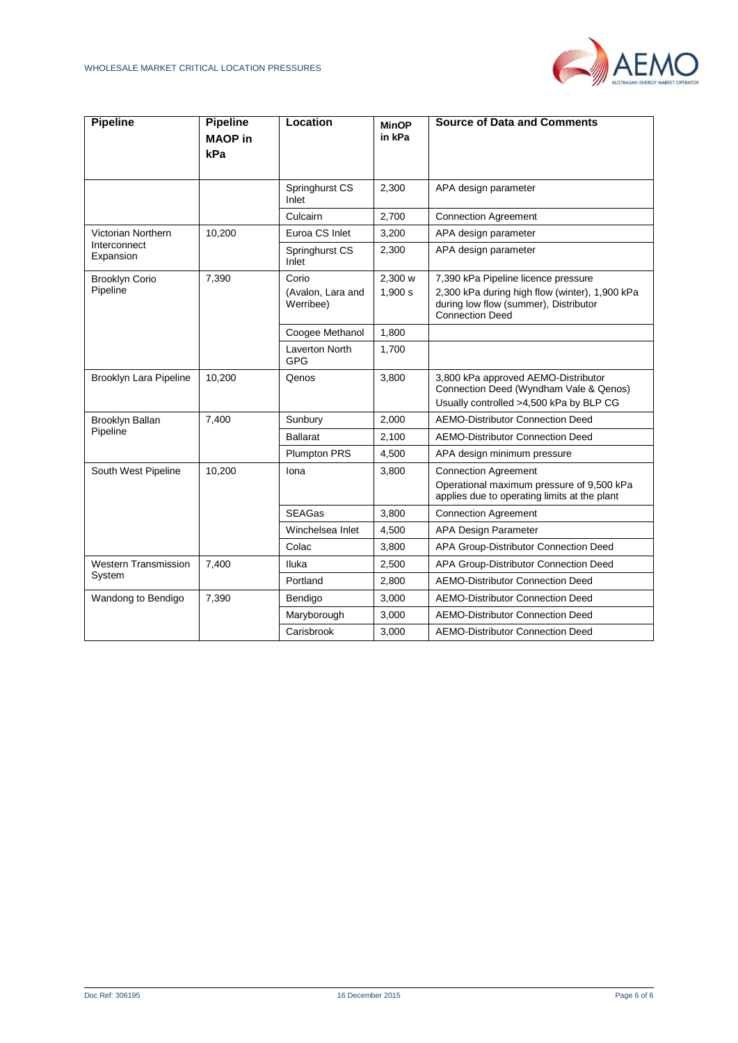| Pipeline | Pipeline MAOP in kPa | Location | MinOP in kPa | Source of Data and Comments |
|---|---|---|---|---|
| | | Springhurst CS Inlet | 2,300 | APA design parameter |
| | | Culcairn | 2,700 | Connection Agreement |
| Victorian Northern Interconnect Expansion | 10,200 | Euroa CS Inlet | 3,200 | APA design parameter |
| | | Springhurst CS Inlet | 2,300 | APA design parameter |
| Brooklyn Corio Pipeline | 7,390 | Corio (Avalon, Lara and Werribee) | 2,300 w 1,900 s | 7,390 kPa Pipeline licence pressure 2,300 kPa during high flow (winter), 1,900 kPa during low flow (summer), Distributor Connection Deed |
| | | Coogee Methanol | 1,800 | |
| | | Laverton North GPG | 1,700 | |
| Brooklyn Lara Pipeline | 10,200 | Qenos | 3,800 | 3,800 kPa approved AEMO-Distributor Connection Deed (Wyndham Vale & Qenos) Usually controlled >4,500 kPa by BLP CG |
| Brooklyn Ballan Pipeline | 7,400 | Sunbury | 2,000 | AEMO-Distributor Connection Deed |
| | | Ballarat | 2,100 | AEMO-Distributor Connection Deed |
| | | Plumpton PRS | 4,500 | APA design minimum pressure |
| South West Pipeline | 10,200 | Iona | 3,800 | Connection Agreement Operational maximum pressure of 9,500 kPa applies due to operating limits at the plant |
| | | SEAGas | 3,800 | Connection Agreement |
| | | Winchelsea Inlet | 4,500 | APA Design Parameter |
| | | Colac | 3,800 | APA Group-Distributor Connection Deed |
| Western Transmission System | 7,400 | Iluka | 2,500 | APA Group-Distributor Connection Deed |
| | | Portland | 2,800 | AEMO-Distributor Connection Deed |
| Wandong to Bendigo | 7,390 | Bendigo | 3,000 | AEMO-Distributor Connection Deed |
| | | Maryborough | 3,000 | AEMO-Distributor Connection Deed |
| | | Carisbrook | 3,000 | AEMO-Distributor Connection Deed |